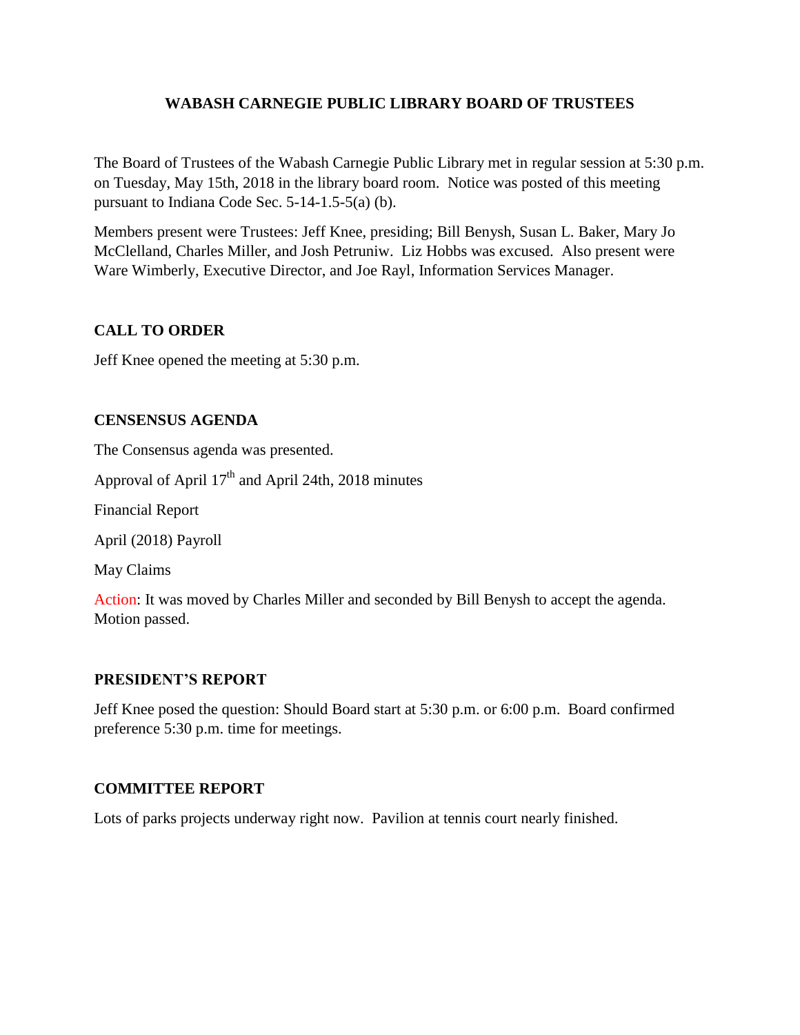# WABASH CARNEGIE PUBLIC LIBRARY BOARD OF TRUSTEES

The Board of Trustees of the Wabash Carnegie Public Library met in regular session at 5:30 p.m. on Tuesday, May 15th, 2018 in the library board room. Notice was posted of this meeting pursuant to Indiana Code Sec. 5-14-1.5-5(a) (b).

Members present were Trustees: Jeff Knee, presiding; Bill Benysh, Susan L. Baker, Mary Jo McClelland, Charles Miller, and Josh Petruniw. Liz Hobbs was excused. Also present were Ware Wimberly, Executive Director, and Joe Rayl, Information Services Manager.

## CALL TO ORDER

Jeff Knee opened the meeting at 5:30 p.m.

## CENSENSUS AGENDA

The Consensus agenda was presented.

Approval of April 17th and April 24th, 2018 minutes

Financial Report

April (2018) Payroll

May Claims

Action: It was moved by Charles Miller and seconded by Bill Benysh to accept the agenda. Motion passed.

## PRESIDENT'S REPORT

Jeff Knee posed the question: Should Board start at 5:30 p.m. or 6:00 p.m. Board confirmed preference 5:30 p.m. time for meetings.

## COMMITTEE REPORT

Lots of parks projects underway right now. Pavilion at tennis court nearly finished.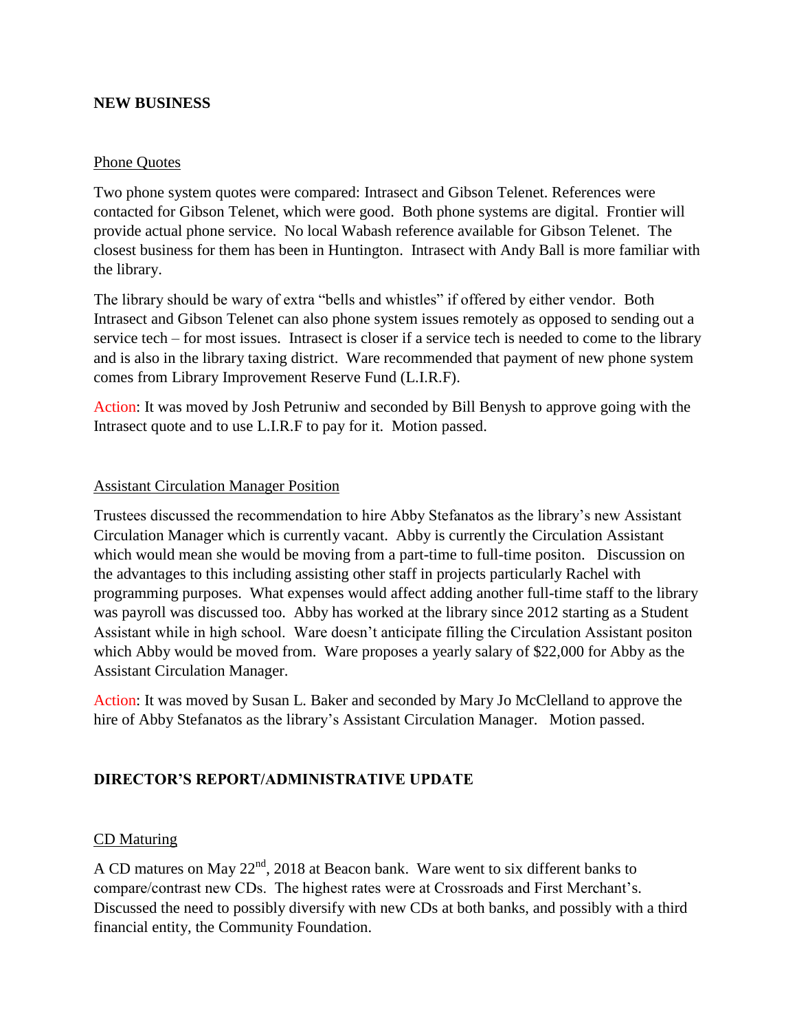**NEW BUSINESS**

Phone Quotes

Two phone system quotes were compared: Intrasect and Gibson Telenet. References were contacted for Gibson Telenet, which were good. Both phone systems are digital. Frontier will provide actual phone service. No local Wabash reference available for Gibson Telenet. The closest business for them has been in Huntington. Intrasect with Andy Ball is more familiar with the library.

The library should be wary of extra "bells and whistles" if offered by either vendor. Both Intrasect and Gibson Telenet can also phone system issues remotely as opposed to sending out a service tech – for most issues. Intrasect is closer if a service tech is needed to come to the library and is also in the library taxing district. Ware recommended that payment of new phone system comes from Library Improvement Reserve Fund (L.I.R.F).

Action: It was moved by Josh Petruniw and seconded by Bill Benysh to approve going with the Intrasect quote and to use L.I.R.F to pay for it. Motion passed.

Assistant Circulation Manager Position

Trustees discussed the recommendation to hire Abby Stefanatos as the library's new Assistant Circulation Manager which is currently vacant. Abby is currently the Circulation Assistant which would mean she would be moving from a part-time to full-time positon. Discussion on the advantages to this including assisting other staff in projects particularly Rachel with programming purposes. What expenses would affect adding another full-time staff to the library was payroll was discussed too. Abby has worked at the library since 2012 starting as a Student Assistant while in high school. Ware doesn't anticipate filling the Circulation Assistant positon which Abby would be moved from. Ware proposes a yearly salary of $22,000 for Abby as the Assistant Circulation Manager.

Action: It was moved by Susan L. Baker and seconded by Mary Jo McClelland to approve the hire of Abby Stefanatos as the library's Assistant Circulation Manager. Motion passed.

**DIRECTOR'S REPORT/ADMINISTRATIVE UPDATE**

CD Maturing

A CD matures on May 22nd, 2018 at Beacon bank. Ware went to six different banks to compare/contrast new CDs. The highest rates were at Crossroads and First Merchant's. Discussed the need to possibly diversify with new CDs at both banks, and possibly with a third financial entity, the Community Foundation.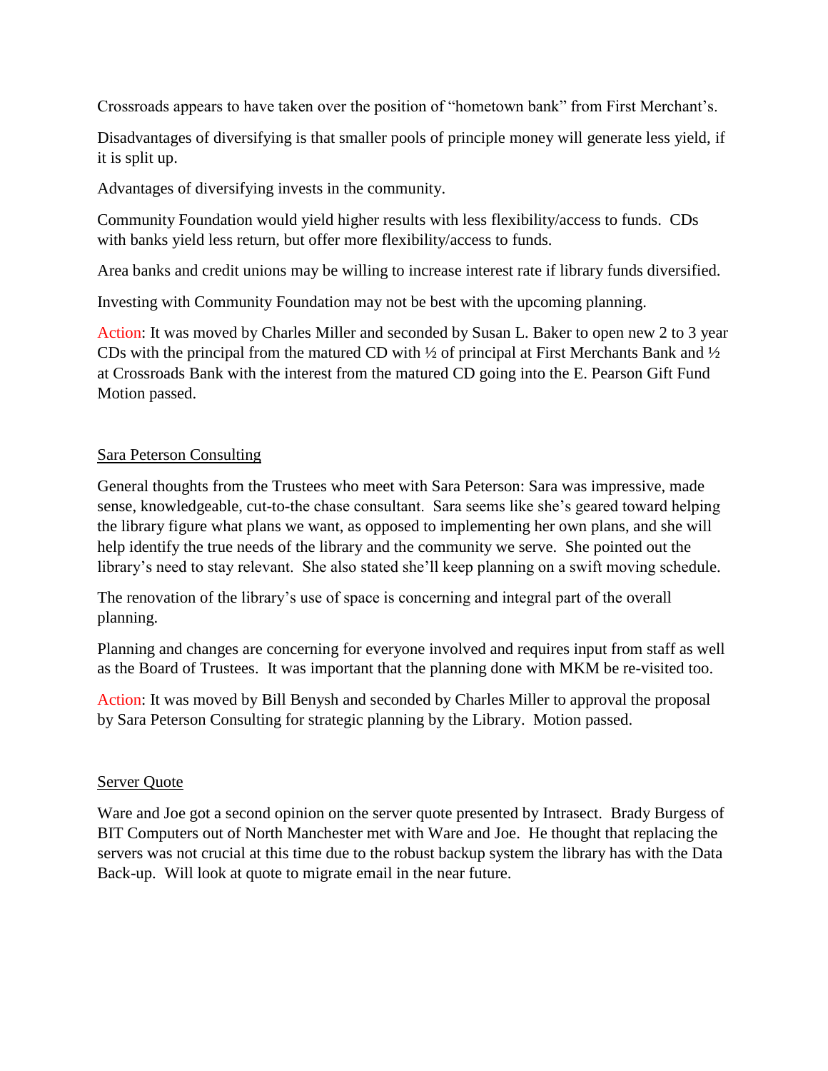Crossroads appears to have taken over the position of "hometown bank" from First Merchant's.

Disadvantages of diversifying is that smaller pools of principle money will generate less yield, if it is split up.

Advantages of diversifying invests in the community.

Community Foundation would yield higher results with less flexibility/access to funds. CDs with banks yield less return, but offer more flexibility/access to funds.

Area banks and credit unions may be willing to increase interest rate if library funds diversified.

Investing with Community Foundation may not be best with the upcoming planning.

Action: It was moved by Charles Miller and seconded by Susan L. Baker to open new 2 to 3 year CDs with the principal from the matured CD with ½ of principal at First Merchants Bank and ½ at Crossroads Bank with the interest from the matured CD going into the E. Pearson Gift Fund Motion passed.

Sara Peterson Consulting

General thoughts from the Trustees who meet with Sara Peterson: Sara was impressive, made sense, knowledgeable, cut-to-the chase consultant. Sara seems like she's geared toward helping the library figure what plans we want, as opposed to implementing her own plans, and she will help identify the true needs of the library and the community we serve. She pointed out the library's need to stay relevant. She also stated she'll keep planning on a swift moving schedule.

The renovation of the library's use of space is concerning and integral part of the overall planning.

Planning and changes are concerning for everyone involved and requires input from staff as well as the Board of Trustees. It was important that the planning done with MKM be re-visited too.

Action: It was moved by Bill Benysh and seconded by Charles Miller to approval the proposal by Sara Peterson Consulting for strategic planning by the Library. Motion passed.

Server Quote

Ware and Joe got a second opinion on the server quote presented by Intrasect. Brady Burgess of BIT Computers out of North Manchester met with Ware and Joe. He thought that replacing the servers was not crucial at this time due to the robust backup system the library has with the Data Back-up. Will look at quote to migrate email in the near future.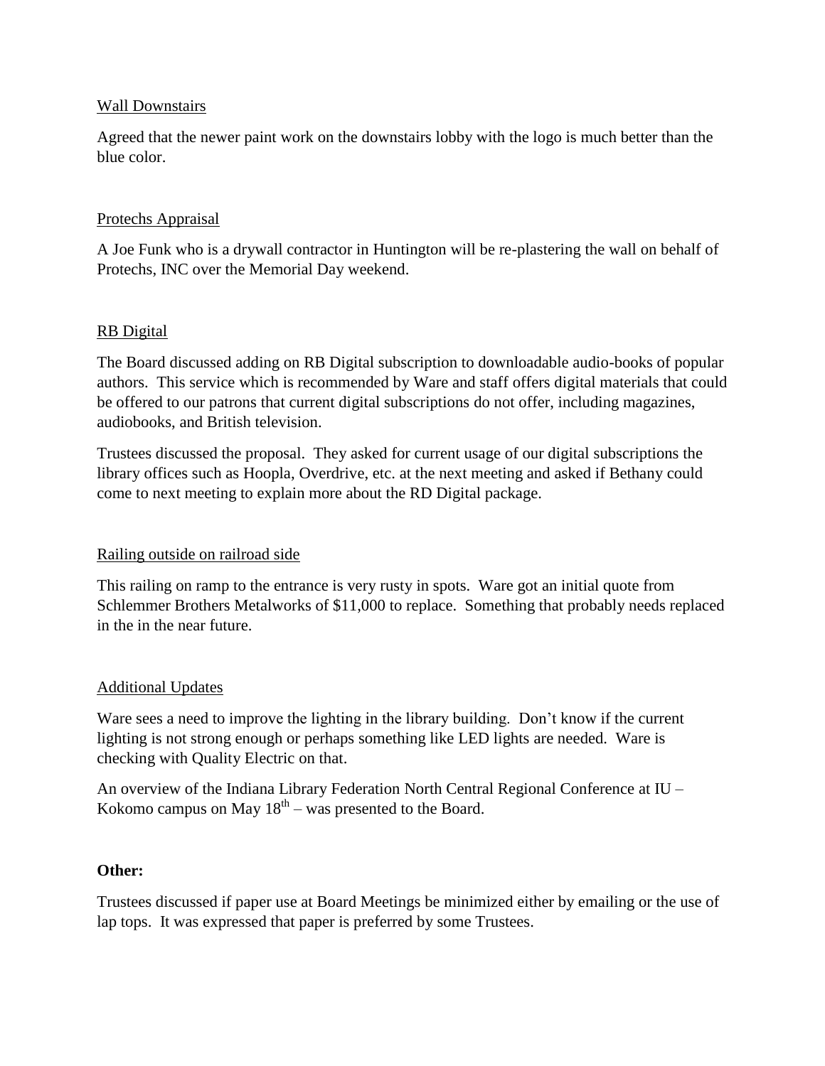<u>Wall Downstairs</u>

Agreed that the newer paint work on the downstairs lobby with the logo is much better than the blue color.

<u>Protechs Appraisal</u>

A Joe Funk who is a drywall contractor in Huntington will be re-plastering the wall on behalf of Protechs, INC over the Memorial Day weekend.

<u>RB Digital</u>

The Board discussed adding on RB Digital subscription to downloadable audio-books of popular authors. This service which is recommended by Ware and staff offers digital materials that could be offered to our patrons that current digital subscriptions do not offer, including magazines, audiobooks, and British television.

Trustees discussed the proposal. They asked for current usage of our digital subscriptions the library offices such as Hoopla, Overdrive, etc. at the next meeting and asked if Bethany could come to next meeting to explain more about the RD Digital package.

<u>Railing outside on railroad side</u>

This railing on ramp to the entrance is very rusty in spots. Ware got an initial quote from Schlemmer Brothers Metalworks of $11,000 to replace. Something that probably needs replaced in the in the near future.

<u>Additional Updates</u>

Ware sees a need to improve the lighting in the library building. Don't know if the current lighting is not strong enough or perhaps something like LED lights are needed. Ware is checking with Quality Electric on that.

An overview of the Indiana Library Federation North Central Regional Conference at IU – Kokomo campus on May 18th – was presented to the Board.

**Other:**

Trustees discussed if paper use at Board Meetings be minimized either by emailing or the use of lap tops. It was expressed that paper is preferred by some Trustees.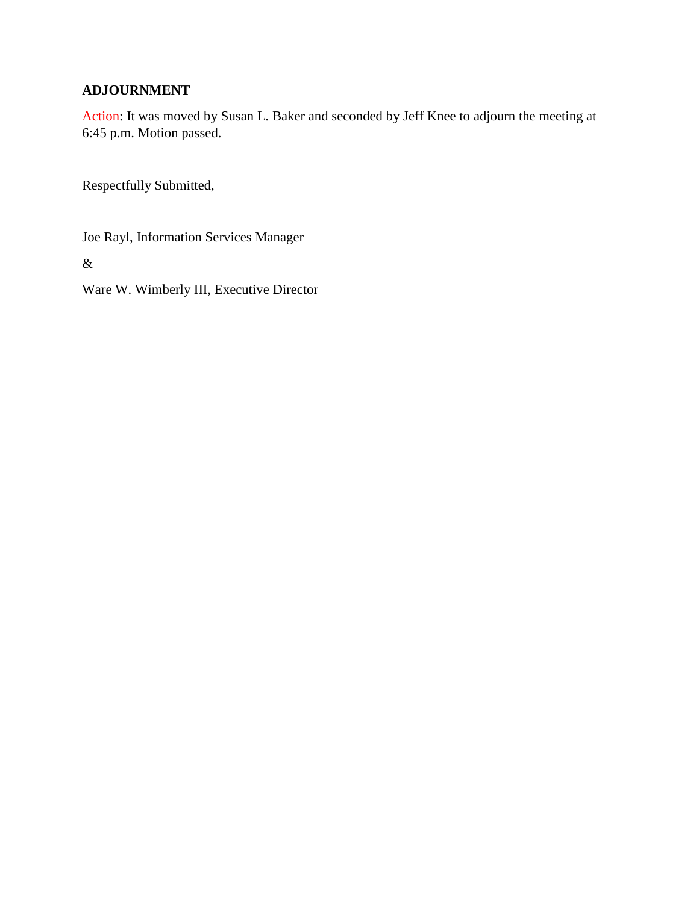**ADJOURNMENT**

Action: It was moved by Susan L. Baker and seconded by Jeff Knee to adjourn the meeting at 6:45 p.m. Motion passed.

Respectfully Submitted,

Joe Rayl, Information Services Manager

&

Ware W. Wimberly III, Executive Director